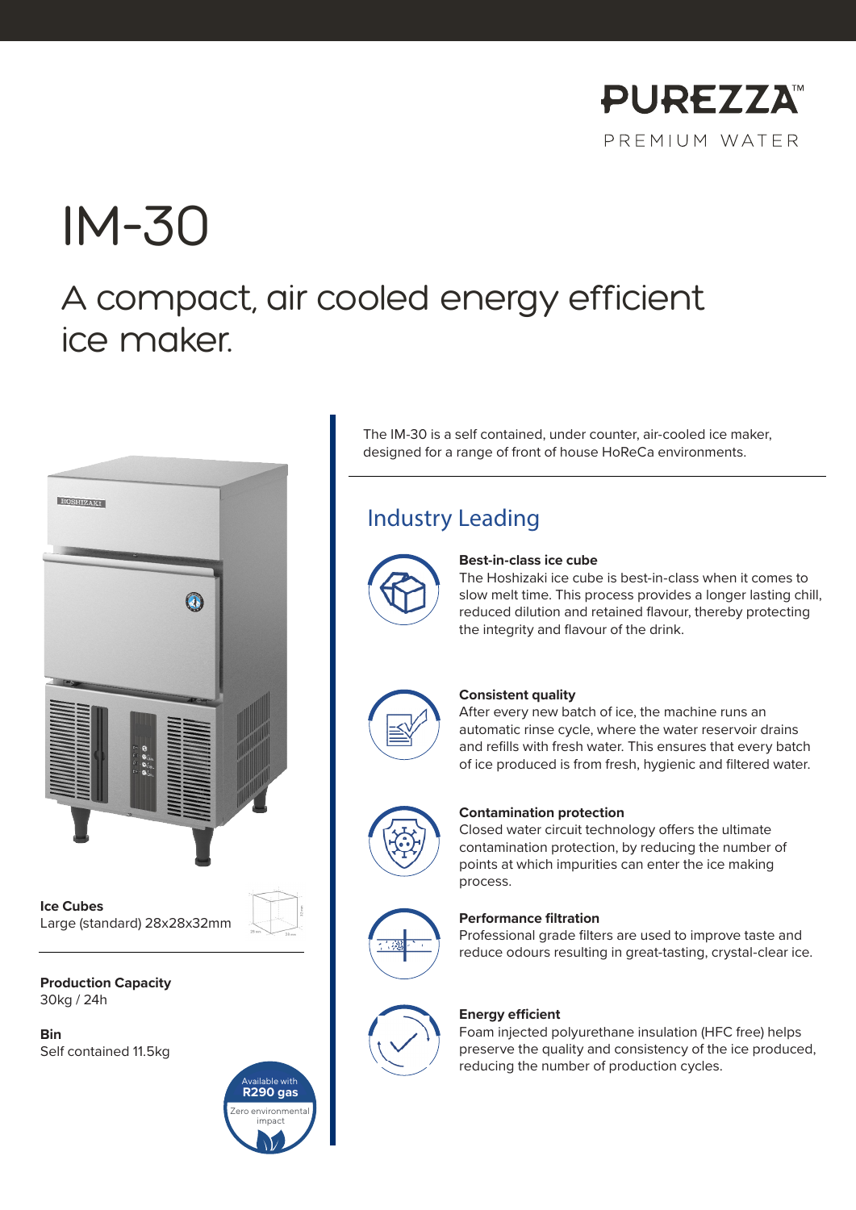PUREZZA™

PREMIUM WATER

# IM-30

## A compact, air cooled energy efficient ice maker.

The IM-30 is a self contained, under counter, air-cooled ice maker, designed for a range of front of house HoReCa environments.

**Ice Cubes**
Large (standard) 28x28x32mm

**Production Capacity**
30kg / 24h

**Bin**
Self contained 11.5kg

Available with **R290 gas**
Zero environmental impact

## Industry Leading

**Best-in-class ice cube**
The Hoshizaki ice cube is best-in-class when it comes to slow melt time. This process provides a longer lasting chill, reduced dilution and retained flavour, thereby protecting the integrity and flavour of the drink.

**Consistent quality**
After every new batch of ice, the machine runs an automatic rinse cycle, where the water reservoir drains and refills with fresh water. This ensures that every batch of ice produced is from fresh, hygienic and filtered water.

**Contamination protection**
Closed water circuit technology offers the ultimate contamination protection, by reducing the number of points at which impurities can enter the ice making process.

**Performance filtration**
Professional grade filters are used to improve taste and reduce odours resulting in great-tasting, crystal-clear ice.

**Energy efficient**
Foam injected polyurethane insulation (HFC free) helps preserve the quality and consistency of the ice produced, reducing the number of production cycles.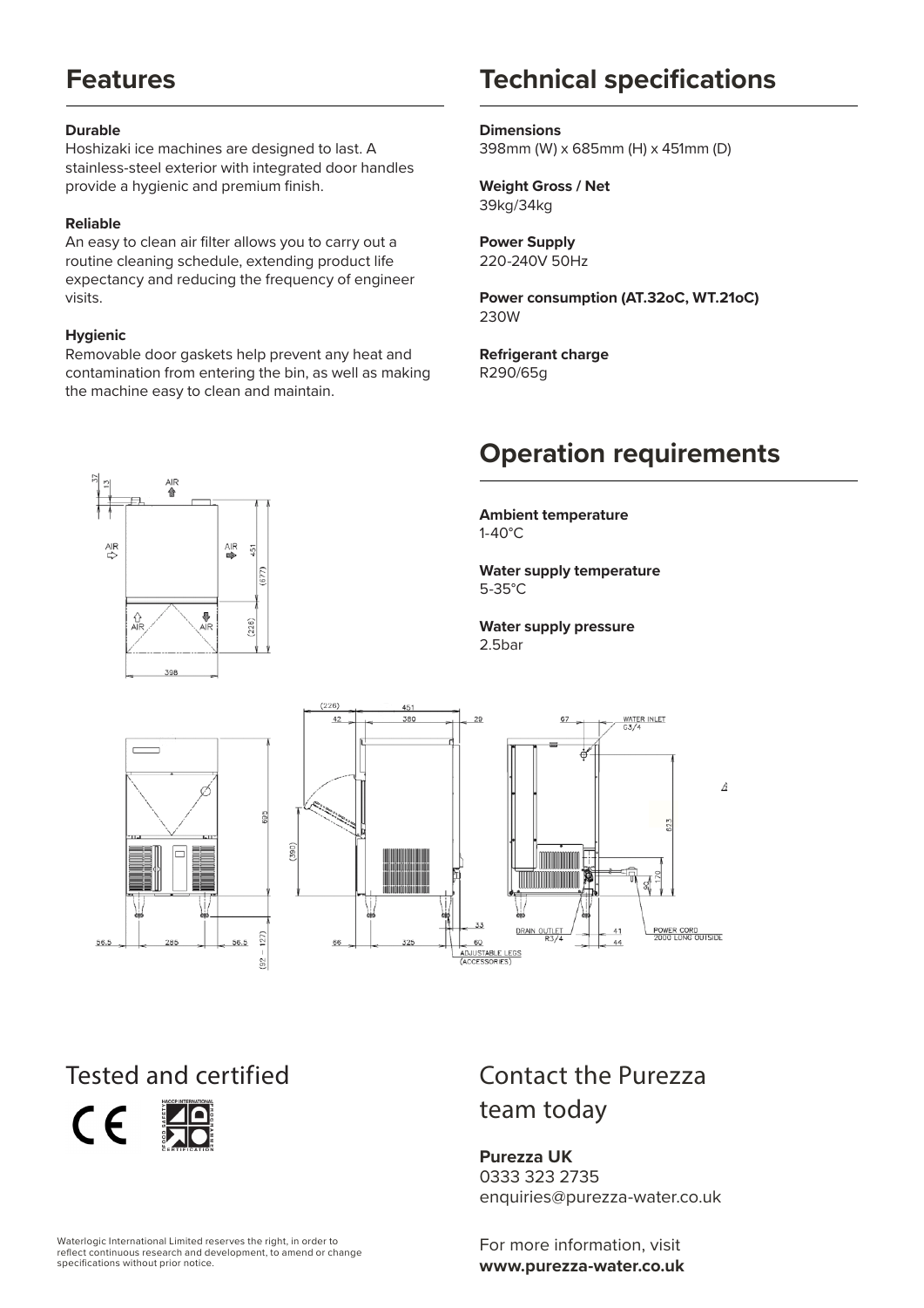## Features

**Durable**
Hoshizaki ice machines are designed to last. A stainless-steel exterior with integrated door handles provide a hygienic and premium finish.

**Reliable**
An easy to clean air filter allows you to carry out a routine cleaning schedule, extending product life expectancy and reducing the frequency of engineer visits.

**Hygienic**
Removable door gaskets help prevent any heat and contamination from entering the bin, as well as making the machine easy to clean and maintain.

## Technical specifications

**Dimensions**
398mm (W) x 685mm (H) x 451mm (D)

**Weight Gross / Net**
39kg/34kg

**Power Supply**
220-240V 50Hz

**Power consumption (AT.32oC, WT.21oC)**
230W

**Refrigerant charge**
R290/65g

## Operation requirements

**Ambient temperature**
1-40°C

**Water supply temperature**
5-35°C

**Water supply pressure**
2.5bar

37
13
AIR
AIR
AIR
451
(677)
AIR
AIR
(226)
398

(226)
42
451
380
29
67
WATER INLET
G3/4
685
(390)
623
120
90
56.5
285
56.5
(92 ~ 127)
66
325
33
60
ADJUSTABLE LEGS
(ACCESSORIES)
DRAIN OUTLET
R3/4
41
44
POWER CORD
2000 LONG OUTSIDE

## Tested and certified

## Contact the Purezza team today

**Purezza UK**
0333 323 2735
enquiries@purezza-water.co.uk

For more information, visit
**www.purezza-water.co.uk**

Waterlogic International Limited reserves the right, in order to reflect continuous research and development, to amend or change specifications without prior notice.